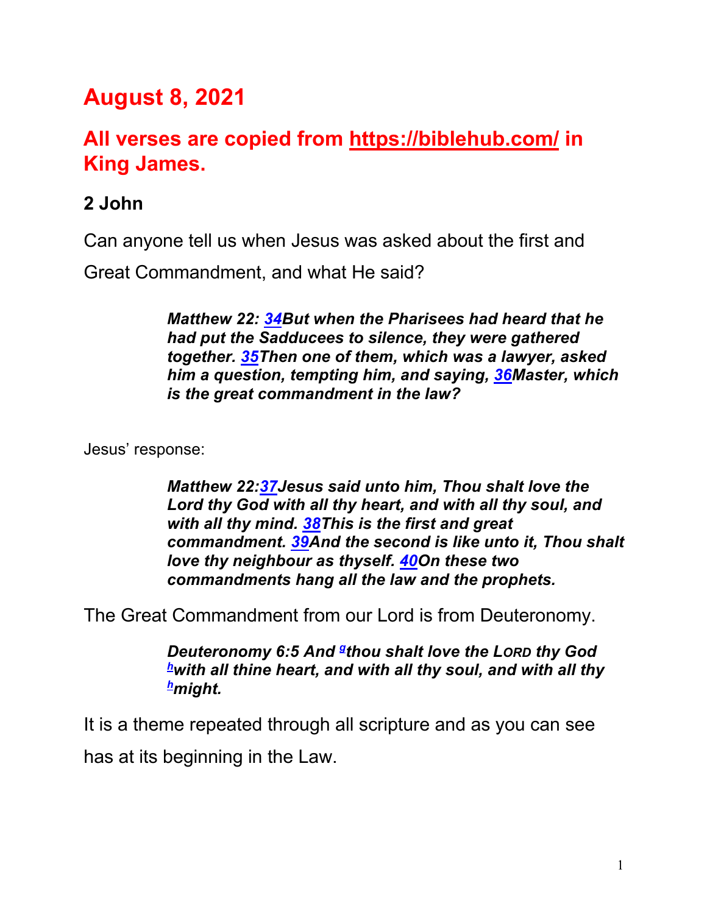# August 8, 2021

## All verses are copied from https://biblehub.com/ in King James.

### 2 John

Can anyone tell us when Jesus was asked about the first and Great Commandment, and what He said?

> ***Matthew 22: 34But when the Pharisees had heard that he had put the Sadducees to silence, they were gathered together. 35Then one of them, which was a lawyer, asked him a question, tempting him, and saying, 36Master, which is the great commandment in the law?***

Jesus' response:

> ***Matthew 22:37Jesus said unto him, Thou shalt love the Lord thy God with all thy heart, and with all thy soul, and with all thy mind. 38This is the first and great commandment. 39And the second is like unto it, Thou shalt love thy neighbour as thyself. 40On these two commandments hang all the law and the prophets.***

The Great Commandment from our Lord is from Deuteronomy.

> ***Deuteronomy 6:5 And [g]thou shalt love the LORD thy God [h]with all thine heart, and with all thy soul, and with all thy [h]might.***

It is a theme repeated through all scripture and as you can see has at its beginning in the Law.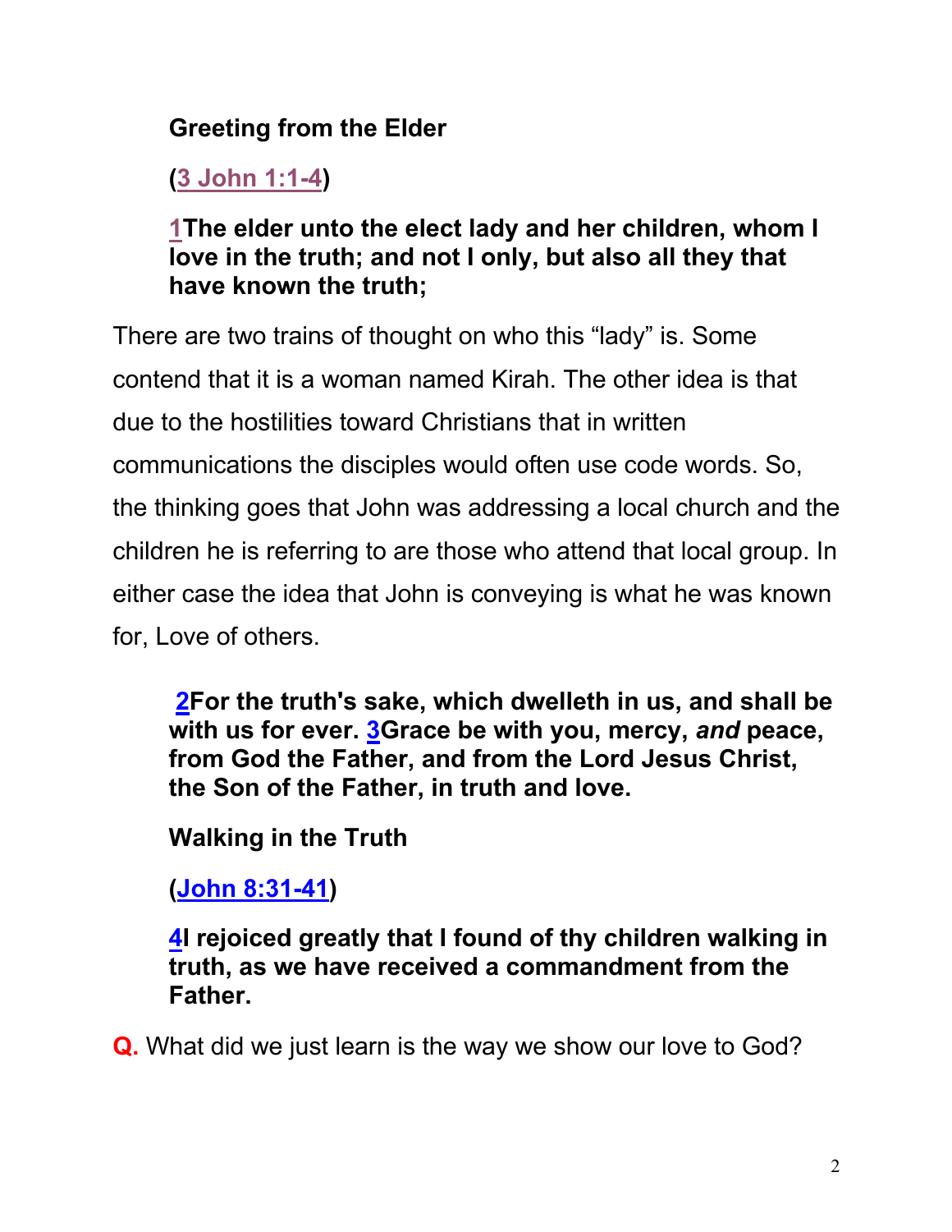**Greeting from the Elder**

**(3 John 1:1-4)**

**1The elder unto the elect lady and her children, whom I love in the truth; and not I only, but also all they that have known the truth;**

There are two trains of thought on who this “lady” is. Some contend that it is a woman named Kirah. The other idea is that due to the hostilities toward Christians that in written communications the disciples would often use code words. So, the thinking goes that John was addressing a local church and the children he is referring to are those who attend that local group. In either case the idea that John is conveying is what he was known for, Love of others.

**2For the truth's sake, which dwelleth in us, and shall be with us for ever. 3Grace be with you, mercy, *and* peace, from God the Father, and from the Lord Jesus Christ, the Son of the Father, in truth and love.**

**Walking in the Truth**

**(John 8:31-41)**

**4I rejoiced greatly that I found of thy children walking in truth, as we have received a commandment from the Father.**

**Q.** What did we just learn is the way we show our love to God?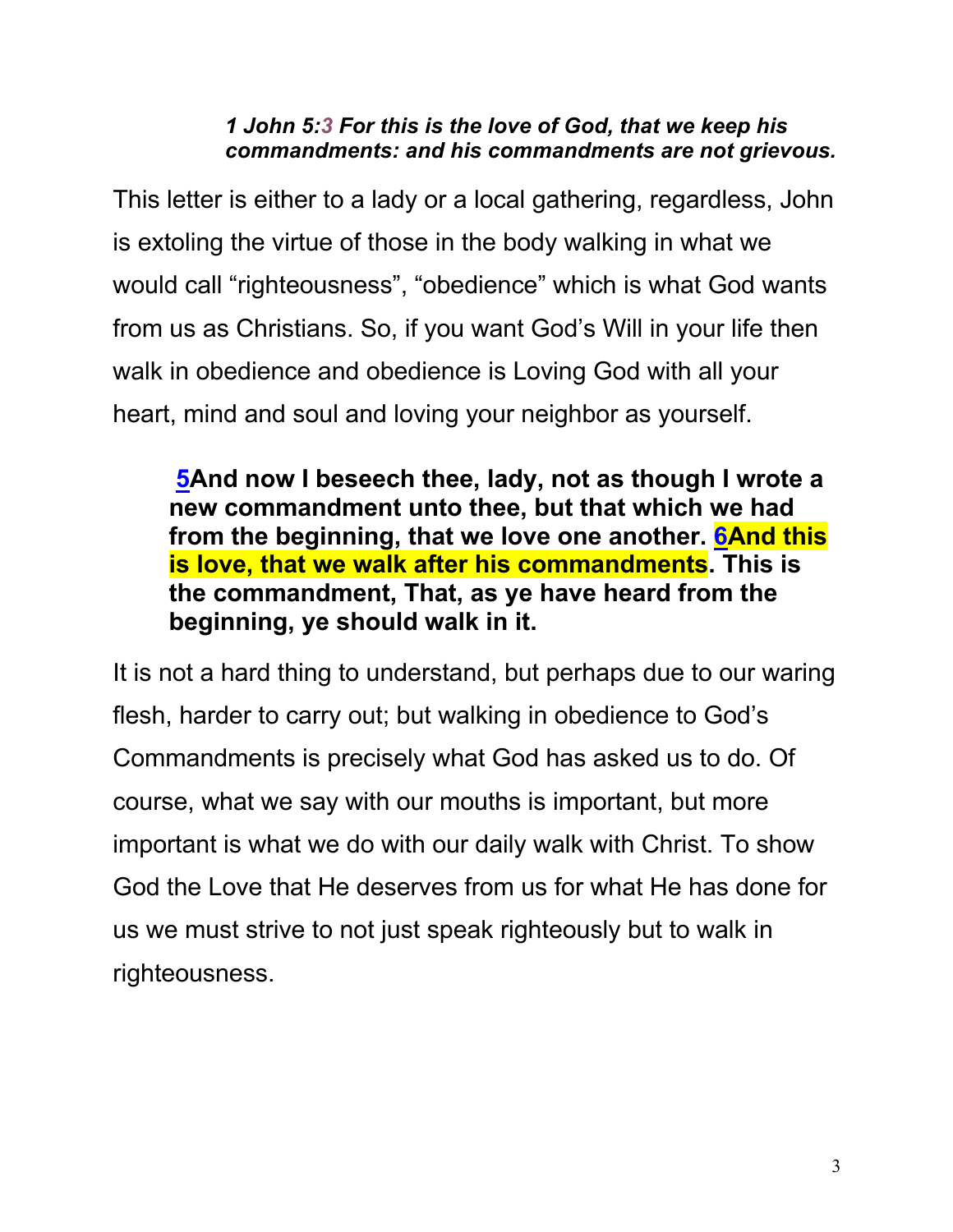*1 John 5:3 For this is the love of God, that we keep his commandments: and his commandments are not grievous.*

This letter is either to a lady or a local gathering, regardless, John is extoling the virtue of those in the body walking in what we would call “righteousness”, “obedience” which is what God wants from us as Christians. So, if you want God’s Will in your life then walk in obedience and obedience is Loving God with all your heart, mind and soul and loving your neighbor as yourself.

> **5And now I beseech thee, lady, not as though I wrote a new commandment unto thee, but that which we had from the beginning, that we love one another. 6And this is love, that we walk after his commandments. This is the commandment, That, as ye have heard from the beginning, ye should walk in it.**

It is not a hard thing to understand, but perhaps due to our waring flesh, harder to carry out; but walking in obedience to God’s Commandments is precisely what God has asked us to do. Of course, what we say with our mouths is important, but more important is what we do with our daily walk with Christ. To show God the Love that He deserves from us for what He has done for us we must strive to not just speak righteously but to walk in righteousness.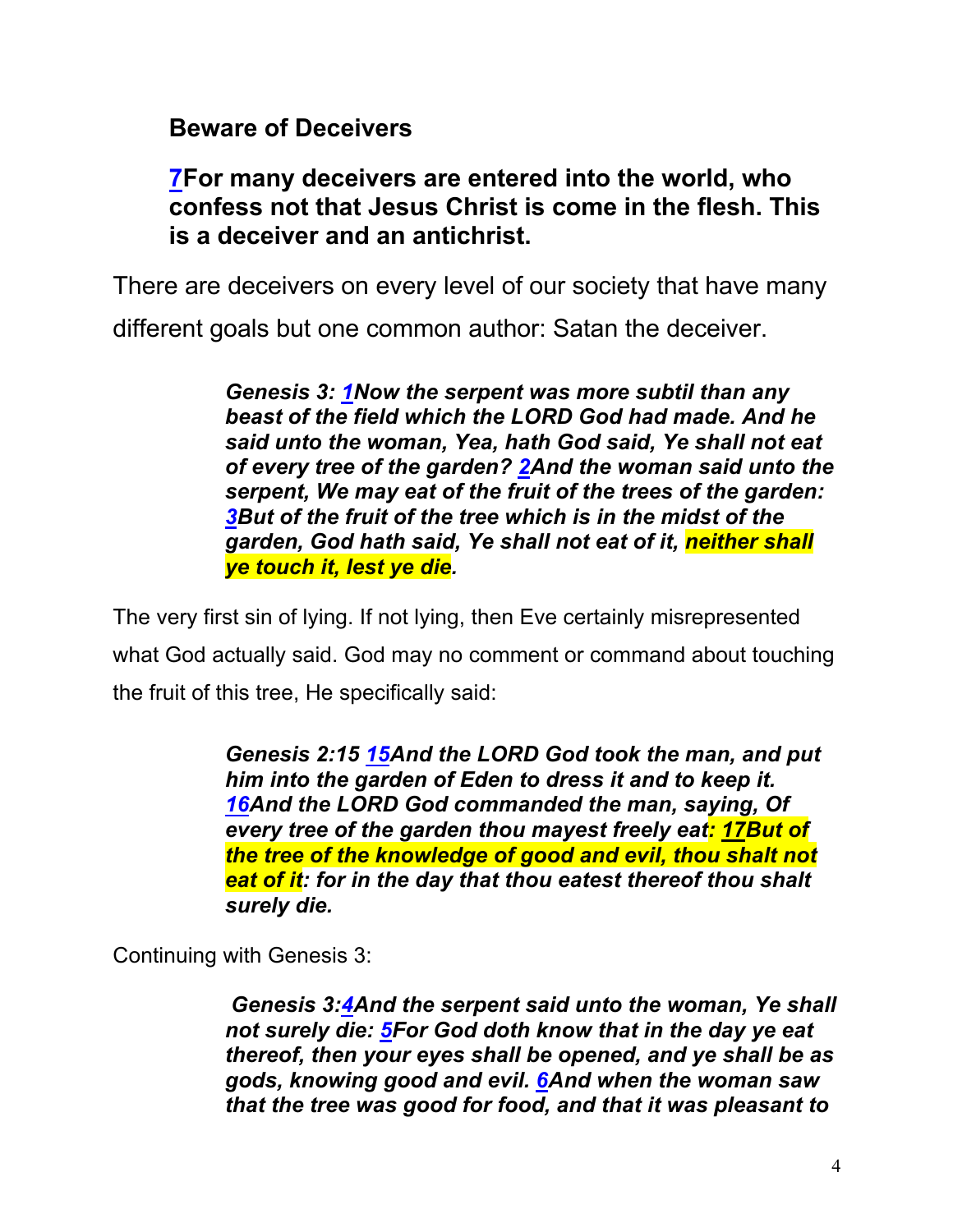**Beware of Deceivers**

**7For many deceivers are entered into the world, who confess not that Jesus Christ is come in the flesh. This is a deceiver and an antichrist.**

There are deceivers on every level of our society that have many different goals but one common author: Satan the deceiver.

> ***Genesis 3: 1Now the serpent was more subtil than any beast of the field which the LORD God had made. And he said unto the woman, Yea, hath God said, Ye shall not eat of every tree of the garden? 2And the woman said unto the serpent, We may eat of the fruit of the trees of the garden: 3But of the fruit of the tree which is in the midst of the garden, God hath said, Ye shall not eat of it, neither shall ye touch it, lest ye die.***

The very first sin of lying. If not lying, then Eve certainly misrepresented what God actually said. God may no comment or command about touching the fruit of this tree, He specifically said:

> ***Genesis 2:15 15And the LORD God took the man, and put him into the garden of Eden to dress it and to keep it. 16And the LORD God commanded the man, saying, Of every tree of the garden thou mayest freely eat: 17But of the tree of the knowledge of good and evil, thou shalt not eat of it: for in the day that thou eatest thereof thou shalt surely die.***

Continuing with Genesis 3:

> ***Genesis 3:4And the serpent said unto the woman, Ye shall not surely die: 5For God doth know that in the day ye eat thereof, then your eyes shall be opened, and ye shall be as gods, knowing good and evil. 6And when the woman saw that the tree was good for food, and that it was pleasant to***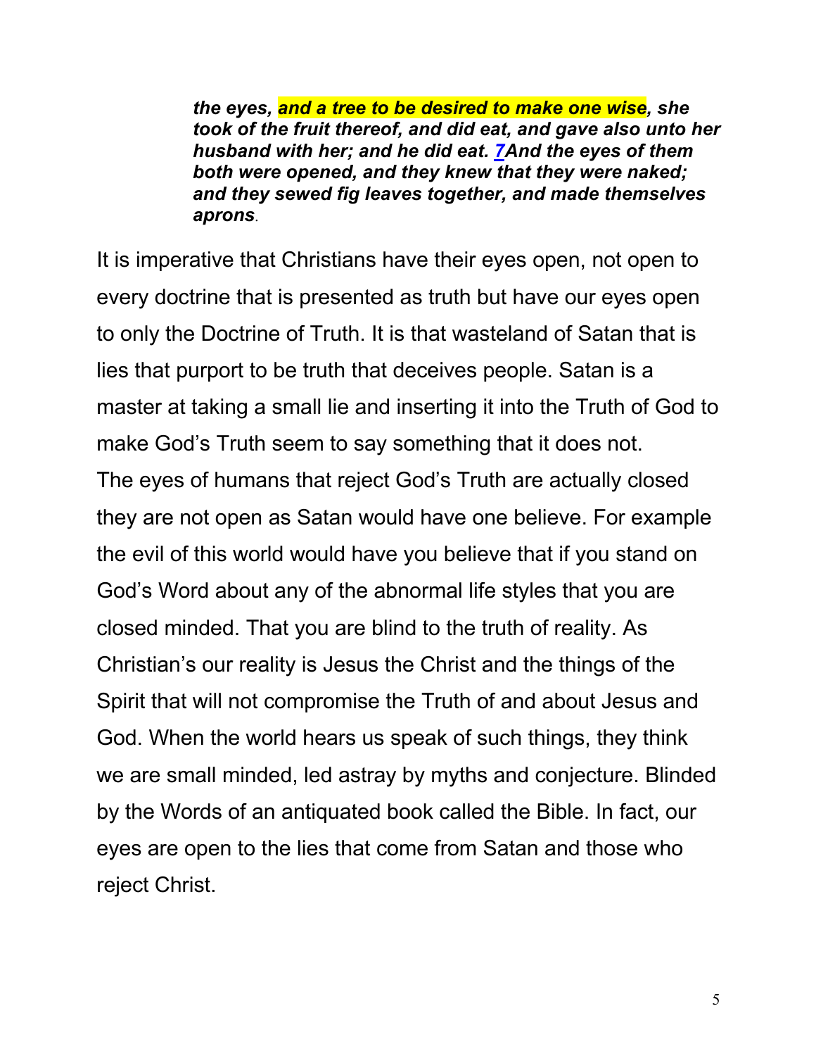> ***the eyes, and a tree to be desired to make one wise, she took of the fruit thereof, and did eat, and gave also unto her husband with her; and he did eat. [7](#)And the eyes of them both were opened, and they knew that they were naked; and they sewed fig leaves together, and made themselves aprons***.

It is imperative that Christians have their eyes open, not open to every doctrine that is presented as truth but have our eyes open to only the Doctrine of Truth. It is that wasteland of Satan that is lies that purport to be truth that deceives people. Satan is a master at taking a small lie and inserting it into the Truth of God to make God's Truth seem to say something that it does not. The eyes of humans that reject God's Truth are actually closed they are not open as Satan would have one believe. For example the evil of this world would have you believe that if you stand on God's Word about any of the abnormal life styles that you are closed minded. That you are blind to the truth of reality. As Christian's our reality is Jesus the Christ and the things of the Spirit that will not compromise the Truth of and about Jesus and God. When the world hears us speak of such things, they think we are small minded, led astray by myths and conjecture. Blinded by the Words of an antiquated book called the Bible. In fact, our eyes are open to the lies that come from Satan and those who reject Christ.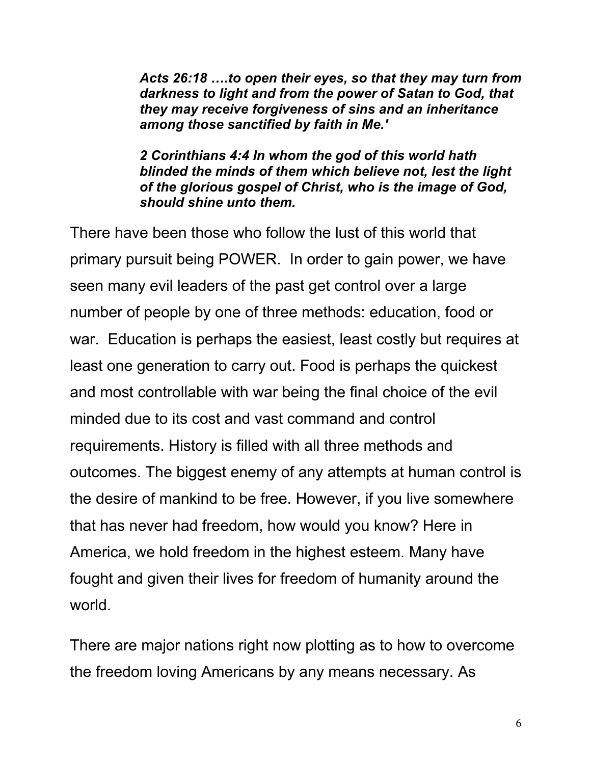***Acts 26:18 ….to open their eyes, so that they may turn from darkness to light and from the power of Satan to God, that they may receive forgiveness of sins and an inheritance among those sanctified by faith in Me.'***

***2 Corinthians 4:4 In whom the god of this world hath blinded the minds of them which believe not, lest the light of the glorious gospel of Christ, who is the image of God, should shine unto them.***

There have been those who follow the lust of this world that primary pursuit being POWER. In order to gain power, we have seen many evil leaders of the past get control over a large number of people by one of three methods: education, food or war. Education is perhaps the easiest, least costly but requires at least one generation to carry out. Food is perhaps the quickest and most controllable with war being the final choice of the evil minded due to its cost and vast command and control requirements. History is filled with all three methods and outcomes. The biggest enemy of any attempts at human control is the desire of mankind to be free. However, if you live somewhere that has never had freedom, how would you know? Here in America, we hold freedom in the highest esteem. Many have fought and given their lives for freedom of humanity around the world.

There are major nations right now plotting as to how to overcome the freedom loving Americans by any means necessary. As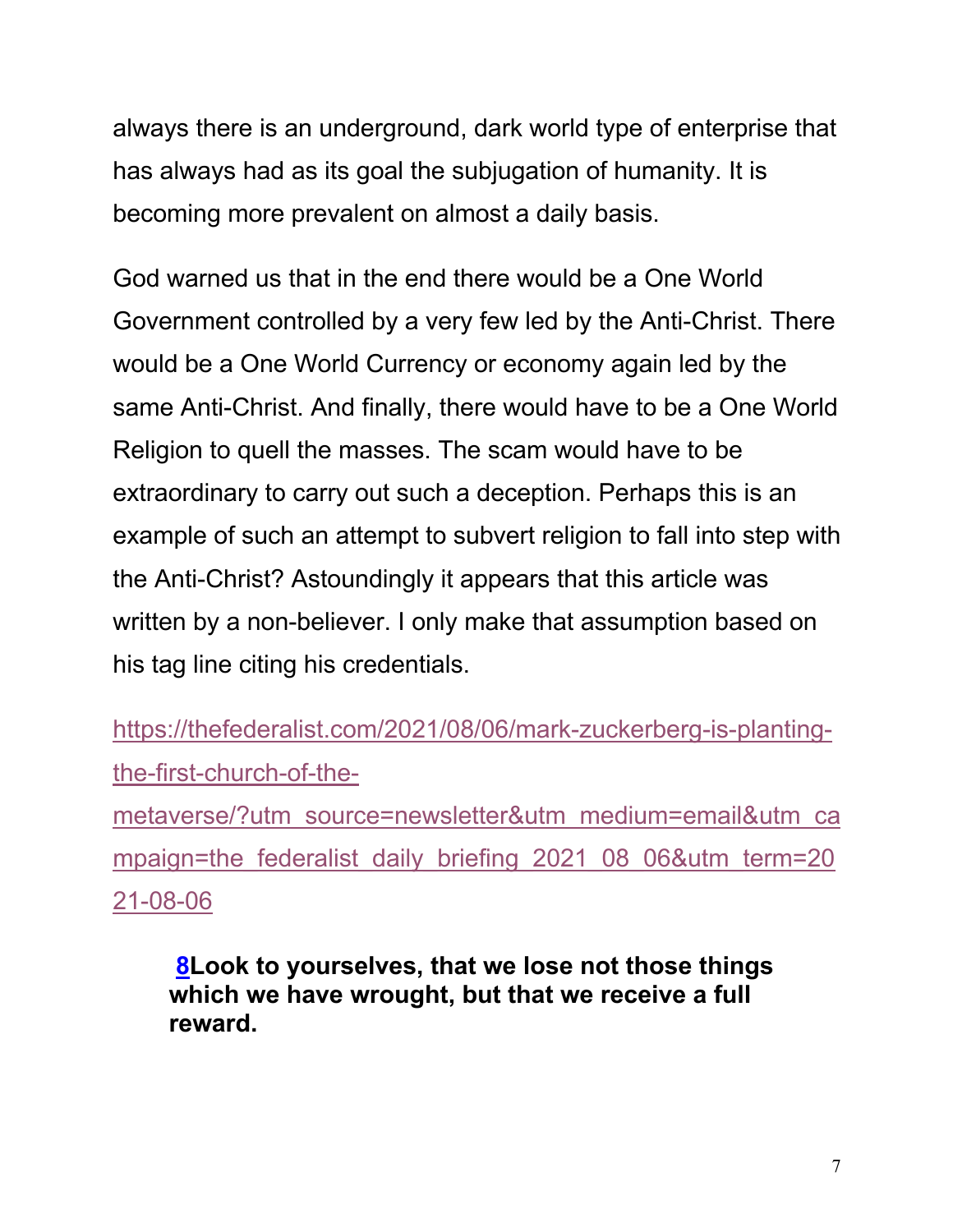always there is an underground, dark world type of enterprise that has always had as its goal the subjugation of humanity. It is becoming more prevalent on almost a daily basis.

God warned us that in the end there would be a One World Government controlled by a very few led by the Anti-Christ. There would be a One World Currency or economy again led by the same Anti-Christ. And finally, there would have to be a One World Religion to quell the masses. The scam would have to be extraordinary to carry out such a deception. Perhaps this is an example of such an attempt to subvert religion to fall into step with the Anti-Christ? Astoundingly it appears that this article was written by a non-believer. I only make that assumption based on his tag line citing his credentials.

[https://thefederalist.com/2021/08/06/mark-zuckerberg-is-planting-the-first-church-of-the-metaverse/?utm_source=newsletter&utm_medium=email&utm_campaign=the_federalist_daily_briefing_2021_08_06&utm_term=2021-08-06](https://thefederalist.com/2021/08/06/mark-zuckerberg-is-planting-the-first-church-of-the-metaverse/?utm_source=newsletter&utm_medium=email&utm_campaign=the_federalist_daily_briefing_2021_08_06&utm_term=2021-08-06)

> **8 Look to yourselves, that we lose not those things which we have wrought, but that we receive a full reward.**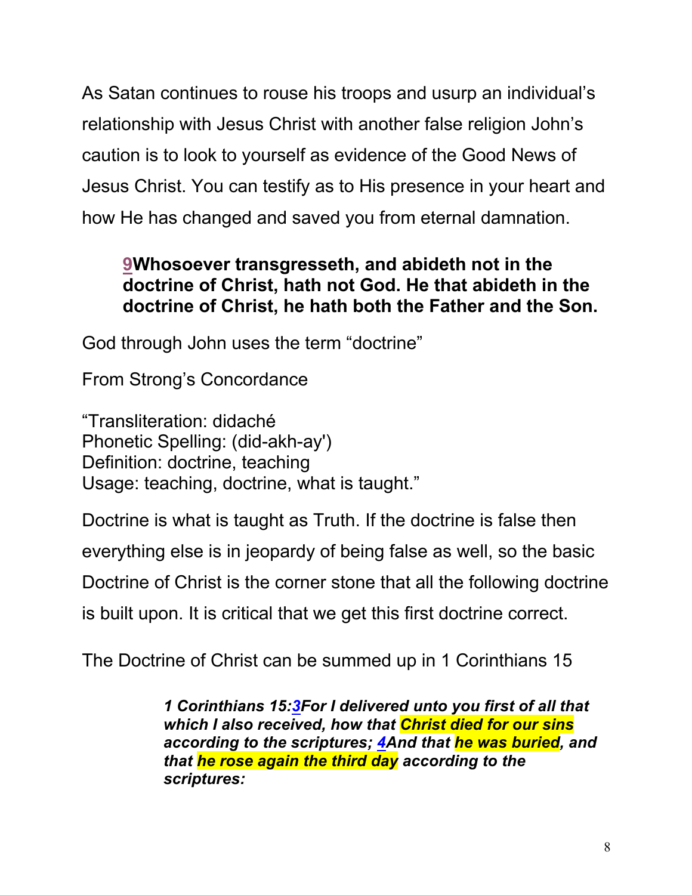As Satan continues to rouse his troops and usurp an individual's relationship with Jesus Christ with another false religion John's caution is to look to yourself as evidence of the Good News of Jesus Christ. You can testify as to His presence in your heart and how He has changed and saved you from eternal damnation.

> **9Whosoever transgresseth, and abideth not in the doctrine of Christ, hath not God. He that abideth in the doctrine of Christ, he hath both the Father and the Son.**

God through John uses the term "doctrine"

From Strong's Concordance

"Transliteration: didaché
Phonetic Spelling: (did-akh-ay')
Definition: doctrine, teaching
Usage: teaching, doctrine, what is taught."

Doctrine is what is taught as Truth. If the doctrine is false then everything else is in jeopardy of being false as well, so the basic Doctrine of Christ is the corner stone that all the following doctrine is built upon. It is critical that we get this first doctrine correct.

The Doctrine of Christ can be summed up in 1 Corinthians 15

> ***1 Corinthians 15:3For I delivered unto you first of all that which I also received, how that Christ died for our sins according to the scriptures; 4And that he was buried, and that he rose again the third day according to the scriptures:***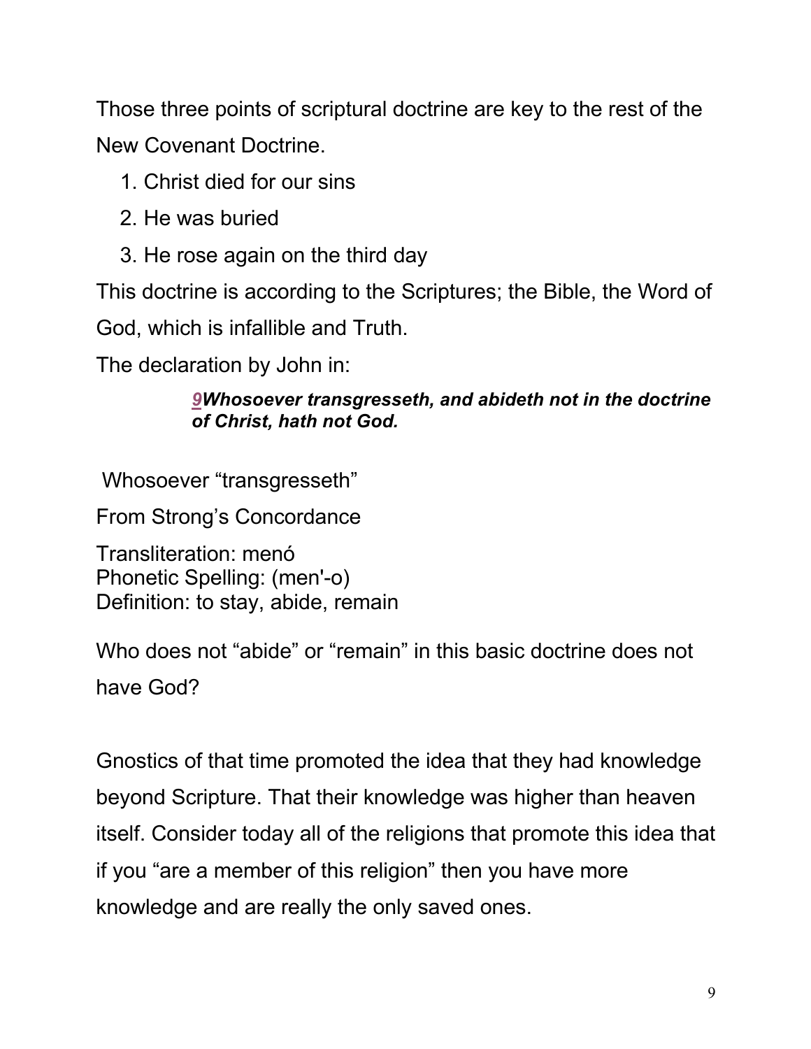Those three points of scriptural doctrine are key to the rest of the New Covenant Doctrine.

1. Christ died for our sins
2. He was buried
3. He rose again on the third day

This doctrine is according to the Scriptures; the Bible, the Word of God, which is infallible and Truth.

The declaration by John in:

> ***9*** ***Whosoever transgresseth, and abideth not in the doctrine of Christ, hath not God.***

Whosoever “transgresseth”

From Strong’s Concordance

Transliteration: menó
Phonetic Spelling: (men'-o)
Definition: to stay, abide, remain

Who does not “abide” or “remain” in this basic doctrine does not have God?

Gnostics of that time promoted the idea that they had knowledge beyond Scripture. That their knowledge was higher than heaven itself. Consider today all of the religions that promote this idea that if you “are a member of this religion” then you have more knowledge and are really the only saved ones.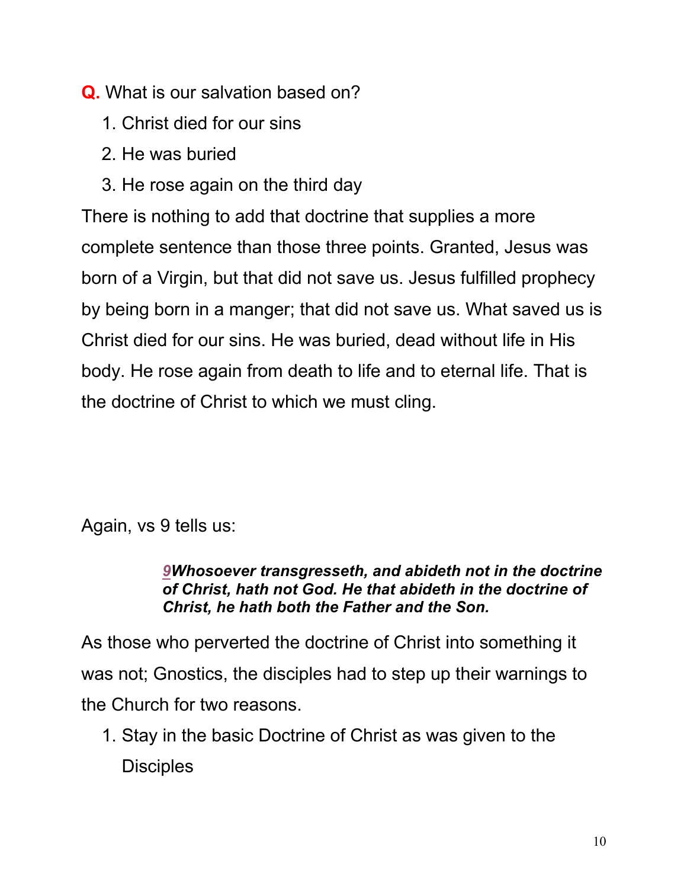**Q.** What is our salvation based on?

1. Christ died for our sins
2. He was buried
3. He rose again on the third day

There is nothing to add that doctrine that supplies a more complete sentence than those three points. Granted, Jesus was born of a Virgin, but that did not save us. Jesus fulfilled prophecy by being born in a manger; that did not save us. What saved us is Christ died for our sins. He was buried, dead without life in His body. He rose again from death to life and to eternal life. That is the doctrine of Christ to which we must cling.

Again, vs 9 tells us:

> ***9Whosoever transgresseth, and abideth not in the doctrine of Christ, hath not God. He that abideth in the doctrine of Christ, he hath both the Father and the Son.***

As those who perverted the doctrine of Christ into something it was not; Gnostics, the disciples had to step up their warnings to the Church for two reasons.

1. Stay in the basic Doctrine of Christ as was given to the Disciples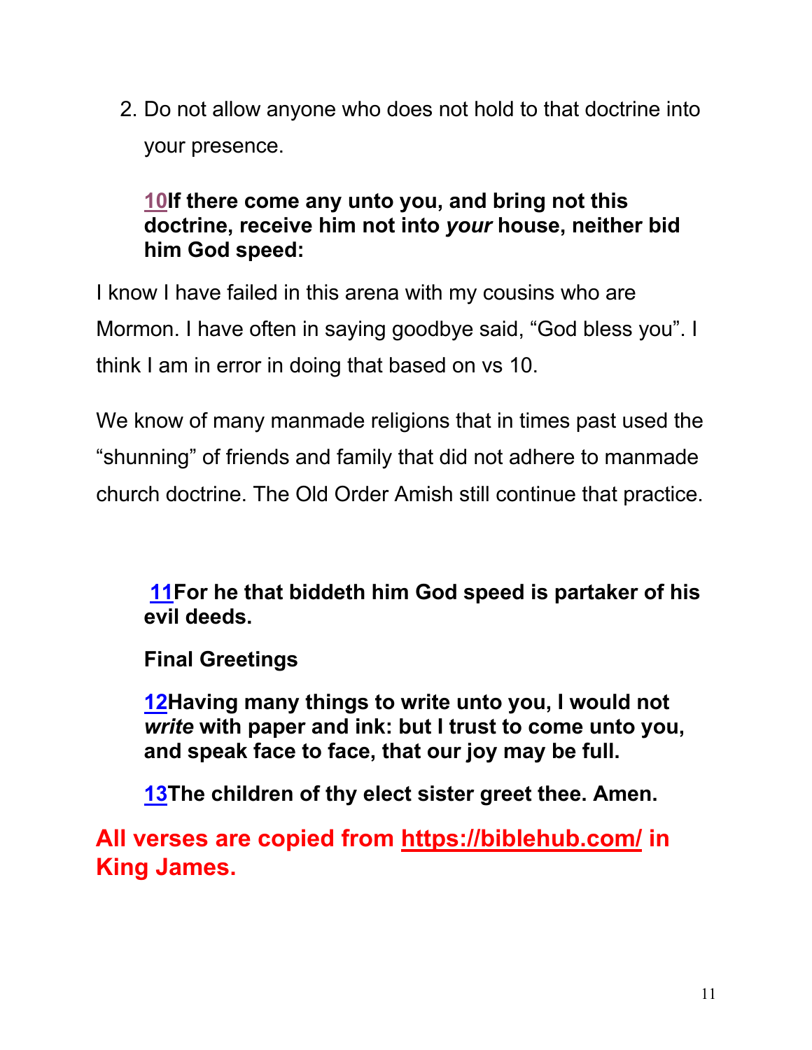2. Do not allow anyone who does not hold to that doctrine into your presence.

**10If there come any unto you, and bring not this doctrine, receive him not into *your* house, neither bid him God speed:**

I know I have failed in this arena with my cousins who are Mormon. I have often in saying goodbye said, "God bless you". I think I am in error in doing that based on vs 10.

We know of many manmade religions that in times past used the "shunning" of friends and family that did not adhere to manmade church doctrine. The Old Order Amish still continue that practice.

**11For he that biddeth him God speed is partaker of his evil deeds.**

**Final Greetings**

**12Having many things to write unto you, I would not *write* with paper and ink: but I trust to come unto you, and speak face to face, that our joy may be full.**

**13The children of thy elect sister greet thee. Amen.**

**All verses are copied from https://biblehub.com/ in King James.**